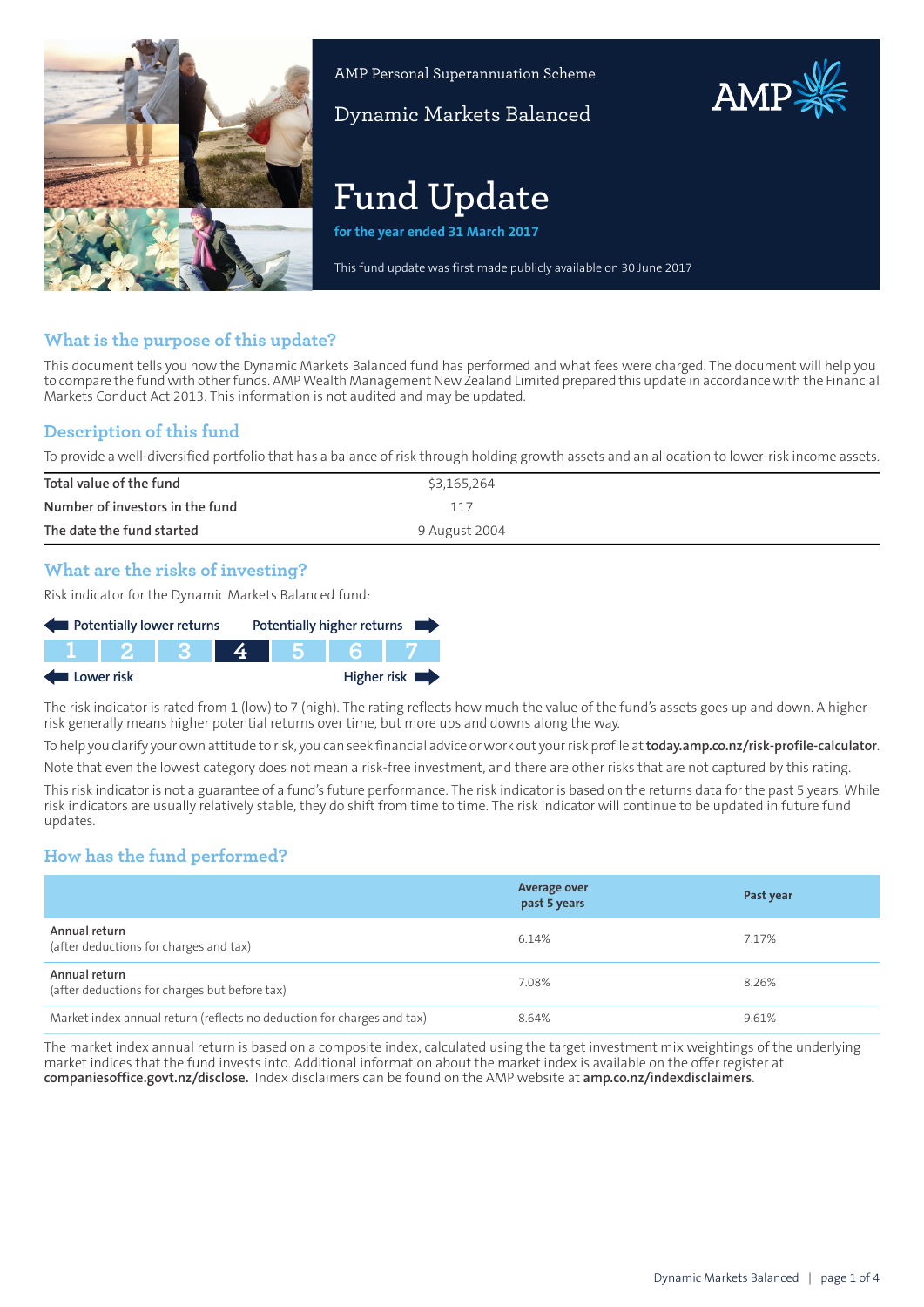AMP Personal Superannuation Scheme

Dynamic Markets Balanced

# Fund Update

**for the year ended 31 March 2017**

This fund update was first made publicly available on 30 June 2017

## What is the purpose of this update?

This document tells you how the Dynamic Markets Balanced fund has performed and what fees were charged. The document will help you to compare the fund with other funds. AMP Wealth Management New Zealand Limited prepared this update in accordance with the Financial Markets Conduct Act 2013. This information is not audited and may be updated.

## Description of this fund

To provide a well-diversified portfolio that has a balance of risk through holding growth assets and an allocation to lower-risk income assets.

| | |
|---|---|
| **Total value of the fund** | $3,165,264 |
| **Number of investors in the fund** | 117 |
| **The date the fund started** | 9 August 2004 |

## What are the risks of investing?

Risk indicator for the Dynamic Markets Balanced fund:

Potentially lower returns — Potentially higher returns

| 1 | 2 | 3 | **4** | 5 | 6 | 7 |
|---|---|---|---|---|---|---|

Lower risk — Higher risk

The risk indicator is rated from 1 (low) to 7 (high). The rating reflects how much the value of the fund's assets goes up and down. A higher risk generally means higher potential returns over time, but more ups and downs along the way.

To help you clarify your own attitude to risk, you can seek financial advice or work out your risk profile at **today.amp.co.nz/risk-profile-calculator**.

Note that even the lowest category does not mean a risk-free investment, and there are other risks that are not captured by this rating.

This risk indicator is not a guarantee of a fund's future performance. The risk indicator is based on the returns data for the past 5 years. While risk indicators are usually relatively stable, they do shift from time to time. The risk indicator will continue to be updated in future fund updates.

## How has the fund performed?

| | Average over past 5 years | Past year |
|---|---|---|
| Annual return (after deductions for charges and tax) | 6.14% | 7.17% |
| Annual return (after deductions for charges but before tax) | 7.08% | 8.26% |
| Market index annual return (reflects no deduction for charges and tax) | 8.64% | 9.61% |

The market index annual return is based on a composite index, calculated using the target investment mix weightings of the underlying market indices that the fund invests into. Additional information about the market index is available on the offer register at **companiesoffice.govt.nz/disclose.** Index disclaimers can be found on the AMP website at **amp.co.nz/indexdisclaimers**.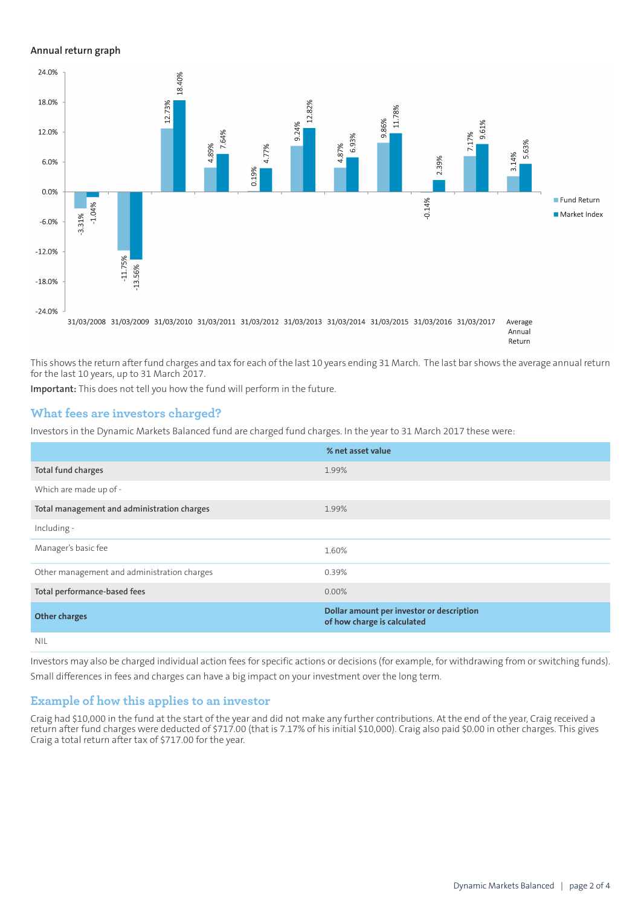### Annual return graph

| | Fund Return | Market Index |
|---|---|---|
| 31/03/2008 | -3.31% | -1.04% |
| 31/03/2009 | -11.75% | -13.56% |
| 31/03/2010 | 12.73% | 18.40% |
| 31/03/2011 | 4.89% | 7.64% |
| 31/03/2012 | 0.19% | 4.77% |
| 31/03/2013 | 9.24% | 12.82% |
| 31/03/2014 | 4.87% | 6.93% |
| 31/03/2015 | 9.86% | 11.78% |
| 31/03/2016 | -0.14% | 2.39% |
| 31/03/2017 | 7.17% | 9.61% |
| Average Annual Return | 3.14% | 5.63% |

This shows the return after fund charges and tax for each of the last 10 years ending 31 March. The last bar shows the average annual return for the last 10 years, up to 31 March 2017.

**Important:** This does not tell you how the fund will perform in the future.

## What fees are investors charged?

Investors in the Dynamic Markets Balanced fund are charged fund charges. In the year to 31 March 2017 these were:

| | % net asset value |
|---|---|
| **Total fund charges** | 1.99% |
| Which are made up of - | |
| **Total management and administration charges** | 1.99% |
| Including - | |
| Manager's basic fee | 1.60% |
| Other management and administration charges | 0.39% |
| **Total performance-based fees** | 0.00% |
| **Other charges** | **Dollar amount per investor or description of how charge is calculated** |
| NIL | |

Investors may also be charged individual action fees for specific actions or decisions (for example, for withdrawing from or switching funds). Small differences in fees and charges can have a big impact on your investment over the long term.

## Example of how this applies to an investor

Craig had $10,000 in the fund at the start of the year and did not make any further contributions. At the end of the year, Craig received a return after fund charges were deducted of $717.00 (that is 7.17% of his initial $10,000). Craig also paid $0.00 in other charges. This gives Craig a total return after tax of $717.00 for the year.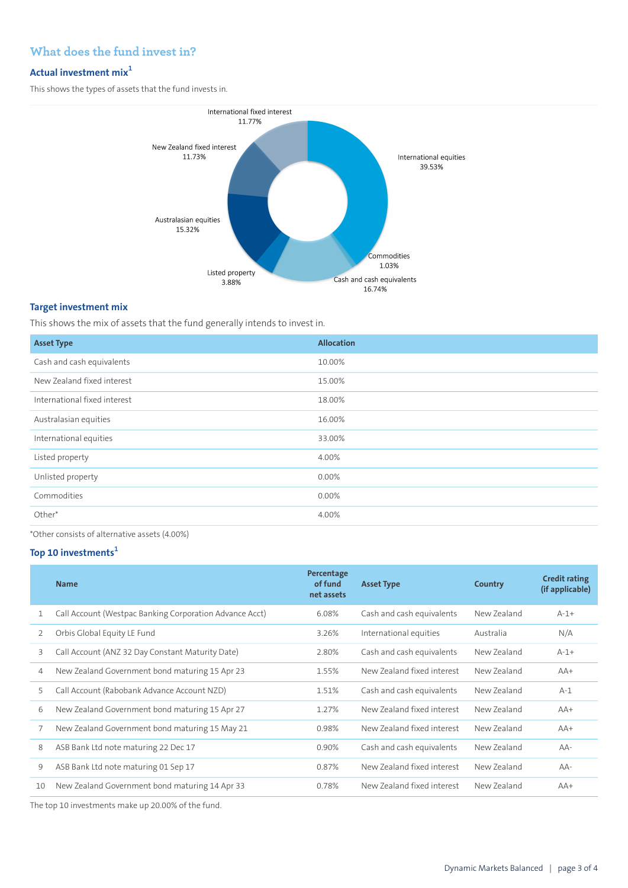## What does the fund invest in?

### Actual investment mix[1]

This shows the types of assets that the fund invests in.

International fixed interest 11.77%

New Zealand fixed interest 11.73%

International equities 39.53%

Australasian equities 15.32%

Commodities 1.03%

Listed property 3.88%

Cash and cash equivalents 16.74%

### Target investment mix

This shows the mix of assets that the fund generally intends to invest in.

| Asset Type | Allocation |
|---|---|
| Cash and cash equivalents | 10.00% |
| New Zealand fixed interest | 15.00% |
| International fixed interest | 18.00% |
| Australasian equities | 16.00% |
| International equities | 33.00% |
| Listed property | 4.00% |
| Unlisted property | 0.00% |
| Commodities | 0.00% |
| Other* | 4.00% |

*Other consists of alternative assets (4.00%)

### Top 10 investments[1]

| | Name | Percentage of fund net assets | Asset Type | Country | Credit rating (if applicable) |
|---|---|---|---|---|---|
| 1 | Call Account (Westpac Banking Corporation Advance Acct) | 6.08% | Cash and cash equivalents | New Zealand | A-1+ |
| 2 | Orbis Global Equity LE Fund | 3.26% | International equities | Australia | N/A |
| 3 | Call Account (ANZ 32 Day Constant Maturity Date) | 2.80% | Cash and cash equivalents | New Zealand | A-1+ |
| 4 | New Zealand Government bond maturing 15 Apr 23 | 1.55% | New Zealand fixed interest | New Zealand | AA+ |
| 5 | Call Account (Rabobank Advance Account NZD) | 1.51% | Cash and cash equivalents | New Zealand | A-1 |
| 6 | New Zealand Government bond maturing 15 Apr 27 | 1.27% | New Zealand fixed interest | New Zealand | AA+ |
| 7 | New Zealand Government bond maturing 15 May 21 | 0.98% | New Zealand fixed interest | New Zealand | AA+ |
| 8 | ASB Bank Ltd note maturing 22 Dec 17 | 0.90% | Cash and cash equivalents | New Zealand | AA- |
| 9 | ASB Bank Ltd note maturing 01 Sep 17 | 0.87% | New Zealand fixed interest | New Zealand | AA- |
| 10 | New Zealand Government bond maturing 14 Apr 33 | 0.78% | New Zealand fixed interest | New Zealand | AA+ |

The top 10 investments make up 20.00% of the fund.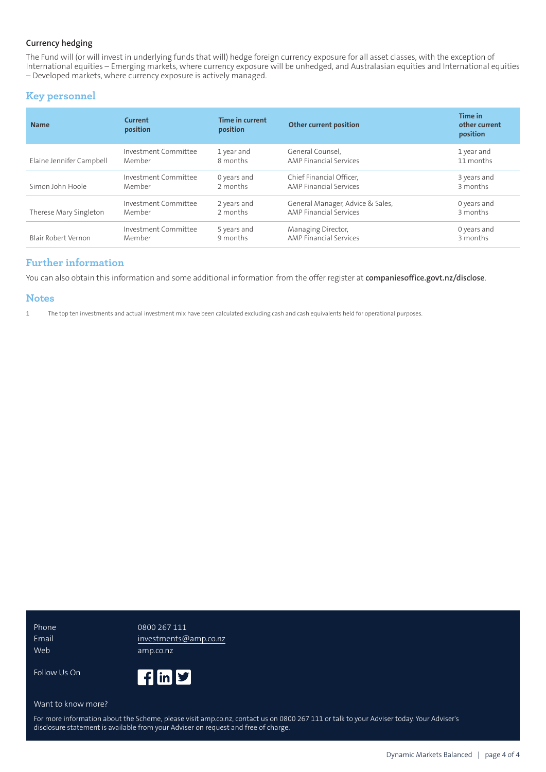### Currency hedging

The Fund will (or will invest in underlying funds that will) hedge foreign currency exposure for all asset classes, with the exception of International equities – Emerging markets, where currency exposure will be unhedged, and Australasian equities and International equities – Developed markets, where currency exposure is actively managed.

## Key personnel

| Name | Current position | Time in current position | Other current position | Time in other current position |
|---|---|---|---|---|
| Elaine Jennifer Campbell | Investment Committee Member | 1 year and 8 months | General Counsel, AMP Financial Services | 1 year and 11 months |
| Simon John Hoole | Investment Committee Member | 0 years and 2 months | Chief Financial Officer, AMP Financial Services | 3 years and 3 months |
| Therese Mary Singleton | Investment Committee Member | 2 years and 2 months | General Manager, Advice & Sales, AMP Financial Services | 0 years and 3 months |
| Blair Robert Vernon | Investment Committee Member | 5 years and 9 months | Managing Director, AMP Financial Services | 0 years and 3 months |

## Further information

You can also obtain this information and some additional information from the offer register at **companiesoffice.govt.nz/disclose**.

## Notes

1 The top ten investments and actual investment mix have been calculated excluding cash and cash equivalents held for operational purposes.

Phone 0800 267 111
Email investments@amp.co.nz
Web amp.co.nz

Follow Us On

Want to know more?

For more information about the Scheme, please visit amp.co.nz, contact us on 0800 267 111 or talk to your Adviser today. Your Adviser's disclosure statement is available from your Adviser on request and free of charge.